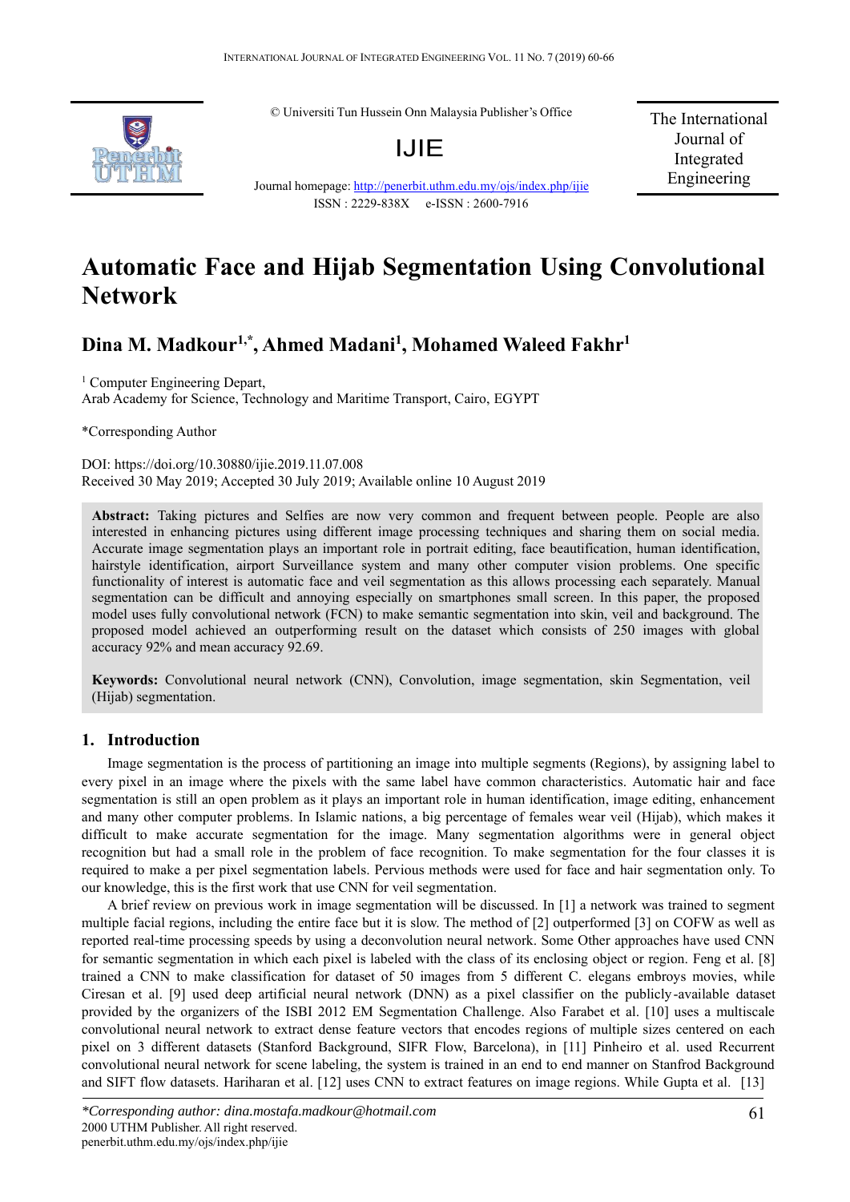© Universiti Tun Hussein Onn Malaysia Publisher's Office

IJIE

Journal homepage: http://penerbit.uthm.edu.my/ojs/index.php/ijie

ISSN : 2229-838X e-ISSN : 2600-7916

The International Journal of Integrated Engineering

# Automatic Face and Hijab Segmentation Using Convolutional Network

**Dina M. Madkour[1,*], Ahmed Madani[1], Mohamed Waleed Fakhr[1]**

[1] Computer Engineering Depart,
Arab Academy for Science, Technology and Maritime Transport, Cairo, EGYPT

*Corresponding Author

DOI: https://doi.org/10.30880/ijie.2019.11.07.008
Received 30 May 2019; Accepted 30 July 2019; Available online 10 August 2019

**Abstract:** Taking pictures and Selfies are now very common and frequent between people. People are also interested in enhancing pictures using different image processing techniques and sharing them on social media. Accurate image segmentation plays an important role in portrait editing, face beautification, human identification, hairstyle identification, airport Surveillance system and many other computer vision problems. One specific functionality of interest is automatic face and veil segmentation as this allows processing each separately. Manual segmentation can be difficult and annoying especially on smartphones small screen. In this paper, the proposed model uses fully convolutional network (FCN) to make semantic segmentation into skin, veil and background. The proposed model achieved an outperforming result on the dataset which consists of 250 images with global accuracy 92% and mean accuracy 92.69.

**Keywords:** Convolutional neural network (CNN), Convolution, image segmentation, skin Segmentation, veil (Hijab) segmentation.

## 1. Introduction

Image segmentation is the process of partitioning an image into multiple segments (Regions), by assigning label to every pixel in an image where the pixels with the same label have common characteristics. Automatic hair and face segmentation is still an open problem as it plays an important role in human identification, image editing, enhancement and many other computer problems. In Islamic nations, a big percentage of females wear veil (Hijab), which makes it difficult to make accurate segmentation for the image. Many segmentation algorithms were in general object recognition but had a small role in the problem of face recognition. To make segmentation for the four classes it is required to make a per pixel segmentation labels. Pervious methods were used for face and hair segmentation only. To our knowledge, this is the first work that use CNN for veil segmentation.

A brief review on previous work in image segmentation will be discussed. In [1] a network was trained to segment multiple facial regions, including the entire face but it is slow. The method of [2] outperformed [3] on COFW as well as reported real-time processing speeds by using a deconvolution neural network. Some Other approaches have used CNN for semantic segmentation in which each pixel is labeled with the class of its enclosing object or region. Feng et al. [8] trained a CNN to make classification for dataset of 50 images from 5 different C. elegans embroys movies, while Ciresan et al. [9] used deep artificial neural network (DNN) as a pixel classifier on the publicly-available dataset provided by the organizers of the ISBI 2012 EM Segmentation Challenge. Also Farabet et al. [10] uses a multiscale convolutional neural network to extract dense feature vectors that encodes regions of multiple sizes centered on each pixel on 3 different datasets (Stanford Background, SIFR Flow, Barcelona), in [11] Pinheiro et al. used Recurrent convolutional neural network for scene labeling, the system is trained in an end to end manner on Stanfrod Background and SIFT flow datasets. Hariharan et al. [12] uses CNN to extract features on image regions. While Gupta et al. [13]

*Corresponding author: dina.mostafa.madkour@hotmail.com*
2000 UTHM Publisher. All right reserved.
penerbit.uthm.edu.my/ojs/index.php/ijie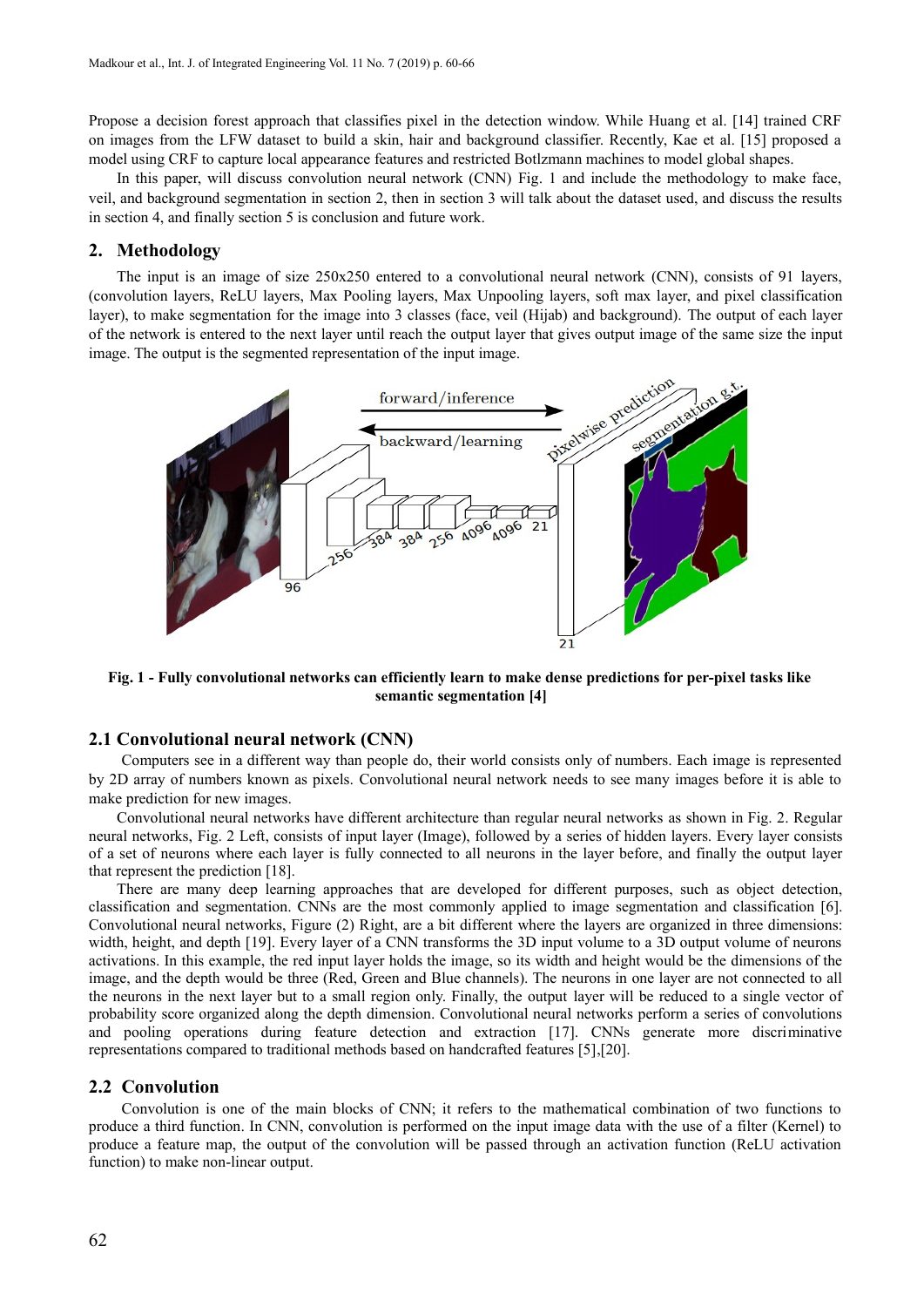Propose a decision forest approach that classifies pixel in the detection window. While Huang et al. [14] trained CRF on images from the LFW dataset to build a skin, hair and background classifier. Recently, Kae et al. [15] proposed a model using CRF to capture local appearance features and restricted Botlzmann machines to model global shapes.

In this paper, will discuss convolution neural network (CNN) Fig. 1 and include the methodology to make face, veil, and background segmentation in section 2, then in section 3 will talk about the dataset used, and discuss the results in section 4, and finally section 5 is conclusion and future work.

## 2. Methodology

The input is an image of size 250x250 entered to a convolutional neural network (CNN), consists of 91 layers, (convolution layers, ReLU layers, Max Pooling layers, Max Unpooling layers, soft max layer, and pixel classification layer), to make segmentation for the image into 3 classes (face, veil (Hijab) and background). The output of each layer of the network is entered to the next layer until reach the output layer that gives output image of the same size the input image. The output is the segmented representation of the input image.

**Fig. 1 - Fully convolutional networks can efficiently learn to make dense predictions for per-pixel tasks like semantic segmentation [4]**

### 2.1 Convolutional neural network (CNN)

Computers see in a different way than people do, their world consists only of numbers. Each image is represented by 2D array of numbers known as pixels. Convolutional neural network needs to see many images before it is able to make prediction for new images.

Convolutional neural networks have different architecture than regular neural networks as shown in Fig. 2. Regular neural networks, Fig. 2 Left, consists of input layer (Image), followed by a series of hidden layers. Every layer consists of a set of neurons where each layer is fully connected to all neurons in the layer before, and finally the output layer that represent the prediction [18].

There are many deep learning approaches that are developed for different purposes, such as object detection, classification and segmentation. CNNs are the most commonly applied to image segmentation and classification [6]. Convolutional neural networks, Figure (2) Right, are a bit different where the layers are organized in three dimensions: width, height, and depth [19]. Every layer of a CNN transforms the 3D input volume to a 3D output volume of neurons activations. In this example, the red input layer holds the image, so its width and height would be the dimensions of the image, and the depth would be three (Red, Green and Blue channels). The neurons in one layer are not connected to all the neurons in the next layer but to a small region only. Finally, the output layer will be reduced to a single vector of probability score organized along the depth dimension. Convolutional neural networks perform a series of convolutions and pooling operations during feature detection and extraction [17]. CNNs generate more discriminative representations compared to traditional methods based on handcrafted features [5],[20].

### 2.2 Convolution

Convolution is one of the main blocks of CNN; it refers to the mathematical combination of two functions to produce a third function. In CNN, convolution is performed on the input image data with the use of a filter (Kernel) to produce a feature map, the output of the convolution will be passed through an activation function (ReLU activation function) to make non-linear output.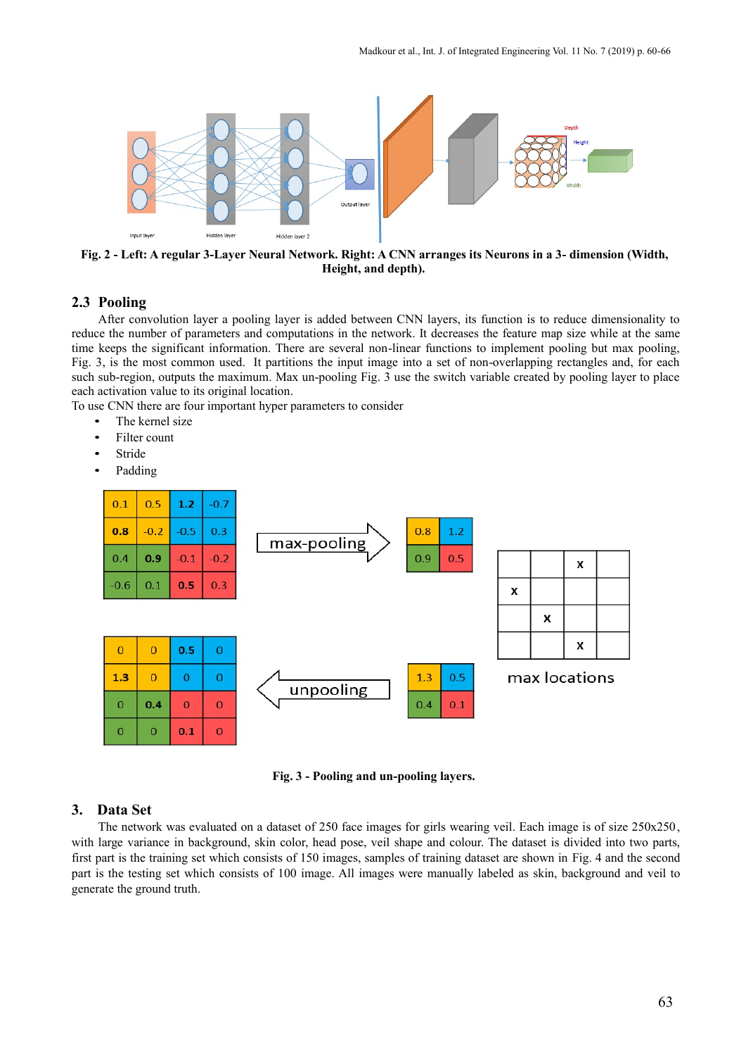Fig. 2 - Left: A regular 3-Layer Neural Network. Right: A CNN arranges its Neurons in a 3- dimension (Width, Height, and depth).

## 2.3 Pooling

After convolution layer a pooling layer is added between CNN layers, its function is to reduce dimensionality to reduce the number of parameters and computations in the network. It decreases the feature map size while at the same time keeps the significant information. There are several non-linear functions to implement pooling but max pooling, Fig. 3, is the most common used. It partitions the input image into a set of non-overlapping rectangles and, for each such sub-region, outputs the maximum. Max un-pooling Fig. 3 use the switch variable created by pooling layer to place each activation value to its original location.

To use CNN there are four important hyper parameters to consider

- The kernel size
- Filter count
- Stride
- Padding

Fig. 3 - Pooling and un-pooling layers.

# 3. Data Set

The network was evaluated on a dataset of 250 face images for girls wearing veil. Each image is of size 250x250, with large variance in background, skin color, head pose, veil shape and colour. The dataset is divided into two parts, first part is the training set which consists of 150 images, samples of training dataset are shown in Fig. 4 and the second part is the testing set which consists of 100 image. All images were manually labeled as skin, background and veil to generate the ground truth.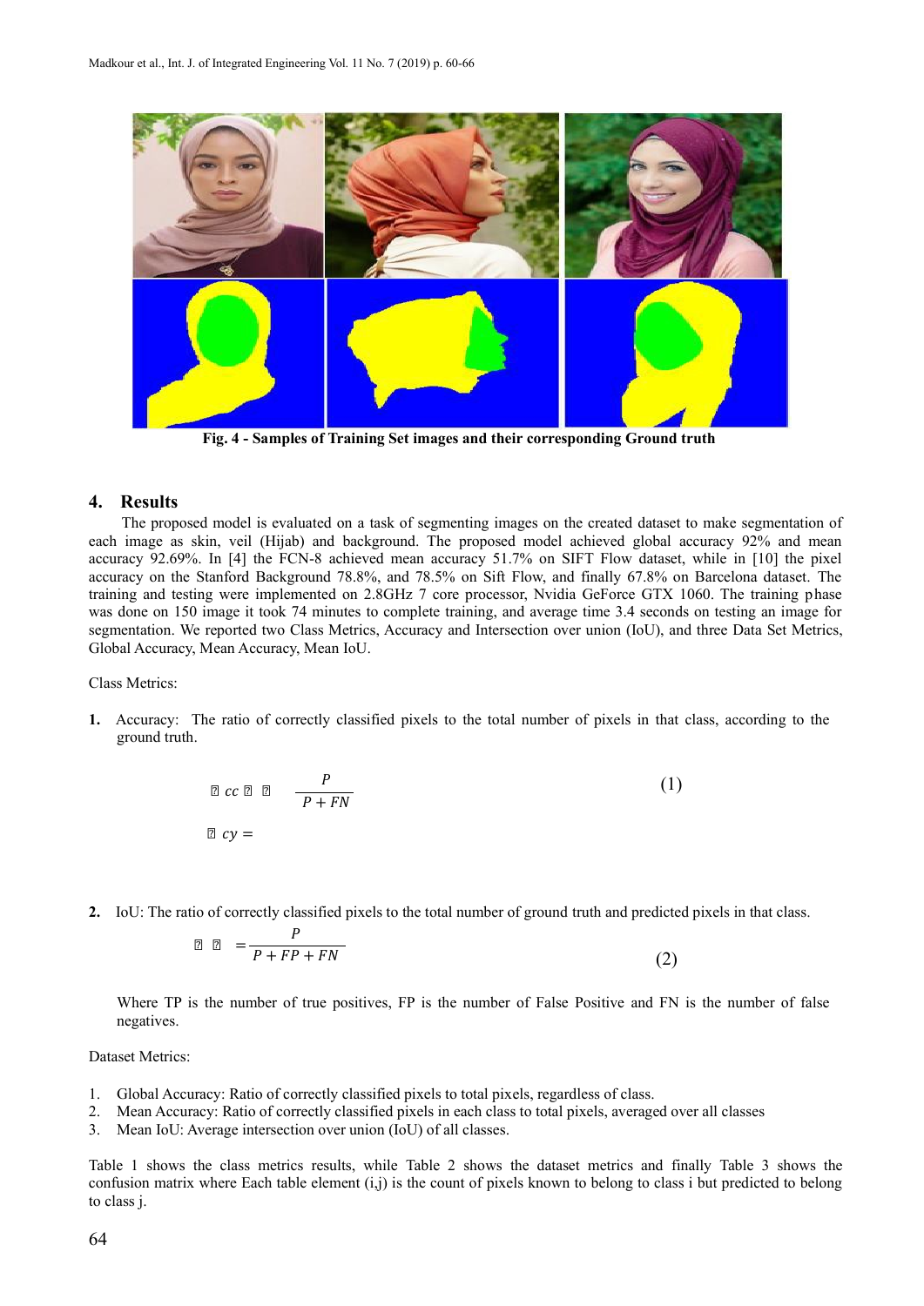Fig. 4 - Samples of Training Set images and their corresponding Ground truth

## 4. Results

The proposed model is evaluated on a task of segmenting images on the created dataset to make segmentation of each image as skin, veil (Hijab) and background. The proposed model achieved global accuracy 92% and mean accuracy 92.69%. In [4] the FCN-8 achieved mean accuracy 51.7% on SIFT Flow dataset, while in [10] the pixel accuracy on the Stanford Background 78.8%, and 78.5% on Sift Flow, and finally 67.8% on Barcelona dataset. The training and testing were implemented on 2.8GHz 7 core processor, Nvidia GeForce GTX 1060. The training phase was done on 150 image it took 74 minutes to complete training, and average time 3.4 seconds on testing an image for segmentation. We reported two Class Metrics, Accuracy and Intersection over union (IoU), and three Data Set Metrics, Global Accuracy, Mean Accuracy, Mean IoU.

Class Metrics:

1. **Accuracy:** The ratio of correctly classified pixels to the total number of pixels in that class, according to the ground truth.

$$Accuracy = \frac{TP}{TP + FN} \tag{1}$$

2. IoU: The ratio of correctly classified pixels to the total number of ground truth and predicted pixels in that class.

$$IoU = \frac{TP}{TP + FP + FN} \tag{2}$$

Where TP is the number of true positives, FP is the number of False Positive and FN is the number of false negatives.

Dataset Metrics:

1. Global Accuracy: Ratio of correctly classified pixels to total pixels, regardless of class.
2. Mean Accuracy: Ratio of correctly classified pixels in each class to total pixels, averaged over all classes
3. Mean IoU: Average intersection over union (IoU) of all classes.

Table 1 shows the class metrics results, while Table 2 shows the dataset metrics and finally Table 3 shows the confusion matrix where Each table element (i,j) is the count of pixels known to belong to class i but predicted to belong to class j.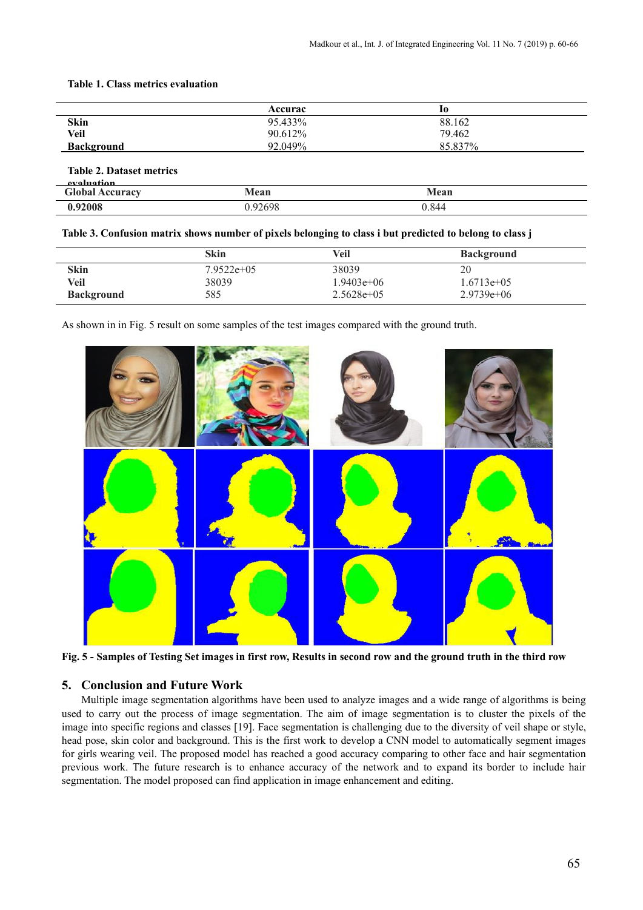**Table 1. Class metrics evaluation**

| | Accurac | Io |
|---|---|---|
| **Skin** | 95.433% | 88.162 |
| **Veil** | 90.612% | 79.462 |
| **Background** | 92.049% | 85.837% |

**Table 2. Dataset metrics evaluation**

| Global Accuracy | Mean | Mean |
|---|---|---|
| **0.92008** | 0.92698 | 0.844 |

**Table 3. Confusion matrix shows number of pixels belonging to class i but predicted to belong to class j**

| | Skin | Veil | Background |
|---|---|---|---|
| **Skin** | 7.9522e+05 | 38039 | 20 |
| **Veil** | 38039 | 1.9403e+06 | 1.6713e+05 |
| **Background** | 585 | 2.5628e+05 | 2.9739e+06 |

As shown in in Fig. 5 result on some samples of the test images compared with the ground truth.

**Fig. 5 - Samples of Testing Set images in first row, Results in second row and the ground truth in the third row**

## 5. Conclusion and Future Work

Multiple image segmentation algorithms have been used to analyze images and a wide range of algorithms is being used to carry out the process of image segmentation. The aim of image segmentation is to cluster the pixels of the image into specific regions and classes [19]. Face segmentation is challenging due to the diversity of veil shape or style, head pose, skin color and background. This is the first work to develop a CNN model to automatically segment images for girls wearing veil. The proposed model has reached a good accuracy comparing to other face and hair segmentation previous work. The future research is to enhance accuracy of the network and to expand its border to include hair segmentation. The model proposed can find application in image enhancement and editing.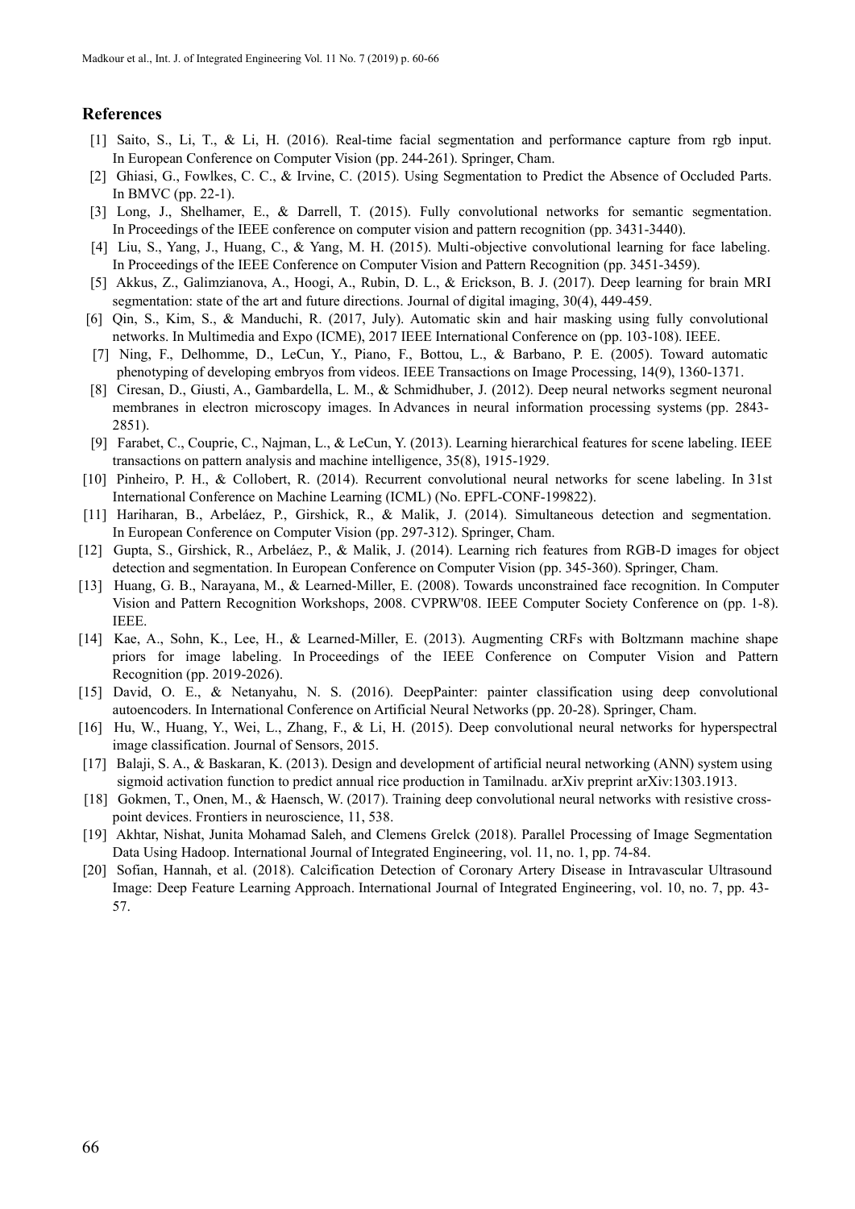## References

[1] Saito, S., Li, T., & Li, H. (2016). Real-time facial segmentation and performance capture from rgb input. In European Conference on Computer Vision (pp. 244-261). Springer, Cham.

[2] Ghiasi, G., Fowlkes, C. C., & Irvine, C. (2015). Using Segmentation to Predict the Absence of Occluded Parts. In BMVC (pp. 22-1).

[3] Long, J., Shelhamer, E., & Darrell, T. (2015). Fully convolutional networks for semantic segmentation. In Proceedings of the IEEE conference on computer vision and pattern recognition (pp. 3431-3440).

[4] Liu, S., Yang, J., Huang, C., & Yang, M. H. (2015). Multi-objective convolutional learning for face labeling. In Proceedings of the IEEE Conference on Computer Vision and Pattern Recognition (pp. 3451-3459).

[5] Akkus, Z., Galimzianova, A., Hoogi, A., Rubin, D. L., & Erickson, B. J. (2017). Deep learning for brain MRI segmentation: state of the art and future directions. Journal of digital imaging, 30(4), 449-459.

[6] Qin, S., Kim, S., & Manduchi, R. (2017, July). Automatic skin and hair masking using fully convolutional networks. In Multimedia and Expo (ICME), 2017 IEEE International Conference on (pp. 103-108). IEEE.

[7] Ning, F., Delhomme, D., LeCun, Y., Piano, F., Bottou, L., & Barbano, P. E. (2005). Toward automatic phenotyping of developing embryos from videos. IEEE Transactions on Image Processing, 14(9), 1360-1371.

[8] Ciresan, D., Giusti, A., Gambardella, L. M., & Schmidhuber, J. (2012). Deep neural networks segment neuronal membranes in electron microscopy images. In Advances in neural information processing systems (pp. 2843-2851).

[9] Farabet, C., Couprie, C., Najman, L., & LeCun, Y. (2013). Learning hierarchical features for scene labeling. IEEE transactions on pattern analysis and machine intelligence, 35(8), 1915-1929.

[10] Pinheiro, P. H., & Collobert, R. (2014). Recurrent convolutional neural networks for scene labeling. In 31st International Conference on Machine Learning (ICML) (No. EPFL-CONF-199822).

[11] Hariharan, B., Arbeláez, P., Girshick, R., & Malik, J. (2014). Simultaneous detection and segmentation. In European Conference on Computer Vision (pp. 297-312). Springer, Cham.

[12] Gupta, S., Girshick, R., Arbeláez, P., & Malik, J. (2014). Learning rich features from RGB-D images for object detection and segmentation. In European Conference on Computer Vision (pp. 345-360). Springer, Cham.

[13] Huang, G. B., Narayana, M., & Learned-Miller, E. (2008). Towards unconstrained face recognition. In Computer Vision and Pattern Recognition Workshops, 2008. CVPRW'08. IEEE Computer Society Conference on (pp. 1-8). IEEE.

[14] Kae, A., Sohn, K., Lee, H., & Learned-Miller, E. (2013). Augmenting CRFs with Boltzmann machine shape priors for image labeling. In Proceedings of the IEEE Conference on Computer Vision and Pattern Recognition (pp. 2019-2026).

[15] David, O. E., & Netanyahu, N. S. (2016). DeepPainter: painter classification using deep convolutional autoencoders. In International Conference on Artificial Neural Networks (pp. 20-28). Springer, Cham.

[16] Hu, W., Huang, Y., Wei, L., Zhang, F., & Li, H. (2015). Deep convolutional neural networks for hyperspectral image classification. Journal of Sensors, 2015.

[17] Balaji, S. A., & Baskaran, K. (2013). Design and development of artificial neural networking (ANN) system using sigmoid activation function to predict annual rice production in Tamilnadu. arXiv preprint arXiv:1303.1913.

[18] Gokmen, T., Onen, M., & Haensch, W. (2017). Training deep convolutional neural networks with resistive cross-point devices. Frontiers in neuroscience, 11, 538.

[19] Akhtar, Nishat, Junita Mohamad Saleh, and Clemens Grelck (2018). Parallel Processing of Image Segmentation Data Using Hadoop. International Journal of Integrated Engineering, vol. 11, no. 1, pp. 74-84.

[20] Sofian, Hannah, et al. (2018). Calcification Detection of Coronary Artery Disease in Intravascular Ultrasound Image: Deep Feature Learning Approach. International Journal of Integrated Engineering, vol. 10, no. 7, pp. 43-57.